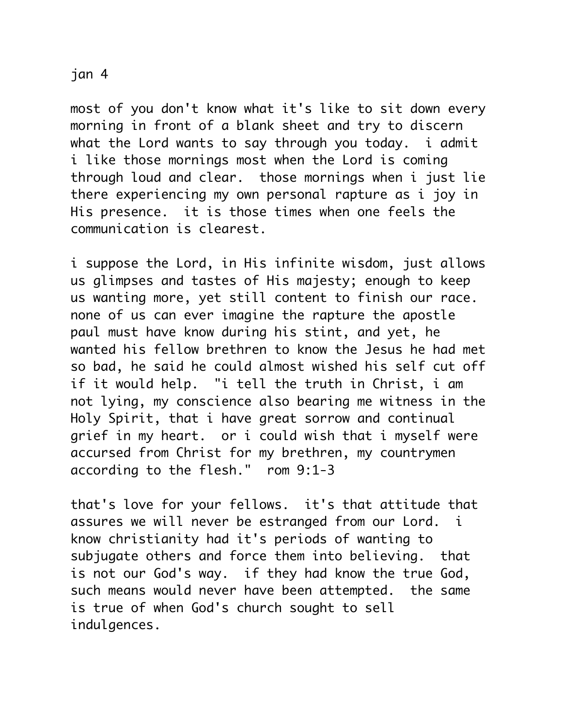jan 4

most of you don't know what it's like to sit down every morning in front of a blank sheet and try to discern what the Lord wants to say through you today.  i admit i like those mornings most when the Lord is coming through loud and clear.  those mornings when i just lie there experiencing my own personal rapture as i joy in His presence.  it is those times when one feels the communication is clearest.

i suppose the Lord, in His infinite wisdom, just allows us glimpses and tastes of His majesty; enough to keep us wanting more, yet still content to finish our race.  none of us can ever imagine the rapture the apostle paul must have know during his stint, and yet, he wanted his fellow brethren to know the Jesus he had met so bad, he said he could almost wished his self cut off if it would help.  "i tell the truth in Christ, i am not lying, my conscience also bearing me witness in the Holy Spirit, that i have great sorrow and continual grief in my heart.  or i could wish that i myself were accursed from Christ for my brethren, my countrymen according to the flesh."  rom 9:1-3

that's love for your fellows.  it's that attitude that assures we will never be estranged from our Lord.  i know christianity had it's periods of wanting to subjugate others and force them into believing.  that is not our God's way.  if they had know the true God, such means would never have been attempted.  the same is true of when God's church sought to sell indulgences.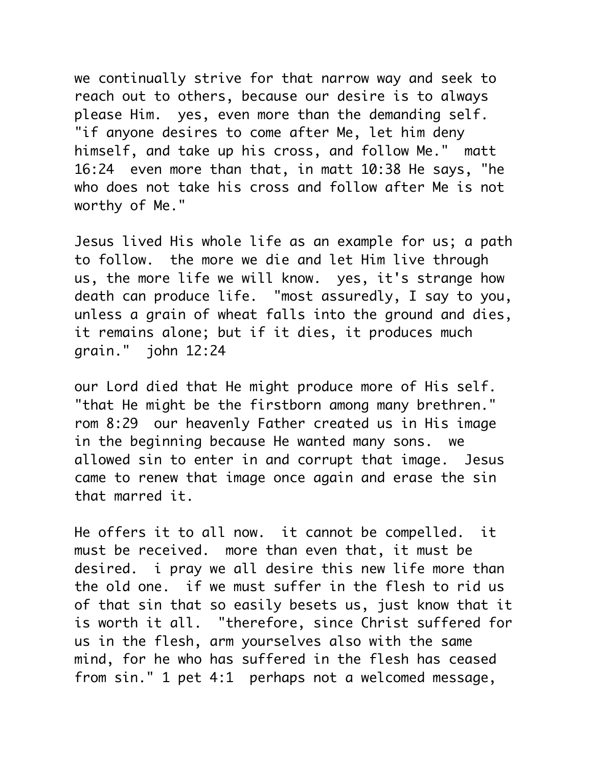we continually strive for that narrow way and seek to reach out to others, because our desire is to always please Him. yes, even more than the demanding self. "if anyone desires to come after Me, let him deny himself, and take up his cross, and follow Me." matt 16:24 even more than that, in matt 10:38 He says, "he who does not take his cross and follow after Me is not worthy of Me."

Jesus lived His whole life as an example for us; a path to follow. the more we die and let Him live through us, the more life we will know. yes, it's strange how death can produce life. "most assuredly, I say to you, unless a grain of wheat falls into the ground and dies, it remains alone; but if it dies, it produces much grain." john 12:24

our Lord died that He might produce more of His self. "that He might be the firstborn among many brethren." rom 8:29 our heavenly Father created us in His image in the beginning because He wanted many sons. we allowed sin to enter in and corrupt that image. Jesus came to renew that image once again and erase the sin that marred it.

He offers it to all now. it cannot be compelled. it must be received. more than even that, it must be desired. i pray we all desire this new life more than the old one. if we must suffer in the flesh to rid us of that sin that so easily besets us, just know that it is worth it all. "therefore, since Christ suffered for us in the flesh, arm yourselves also with the same mind, for he who has suffered in the flesh has ceased from sin." 1 pet 4:1 perhaps not a welcomed message,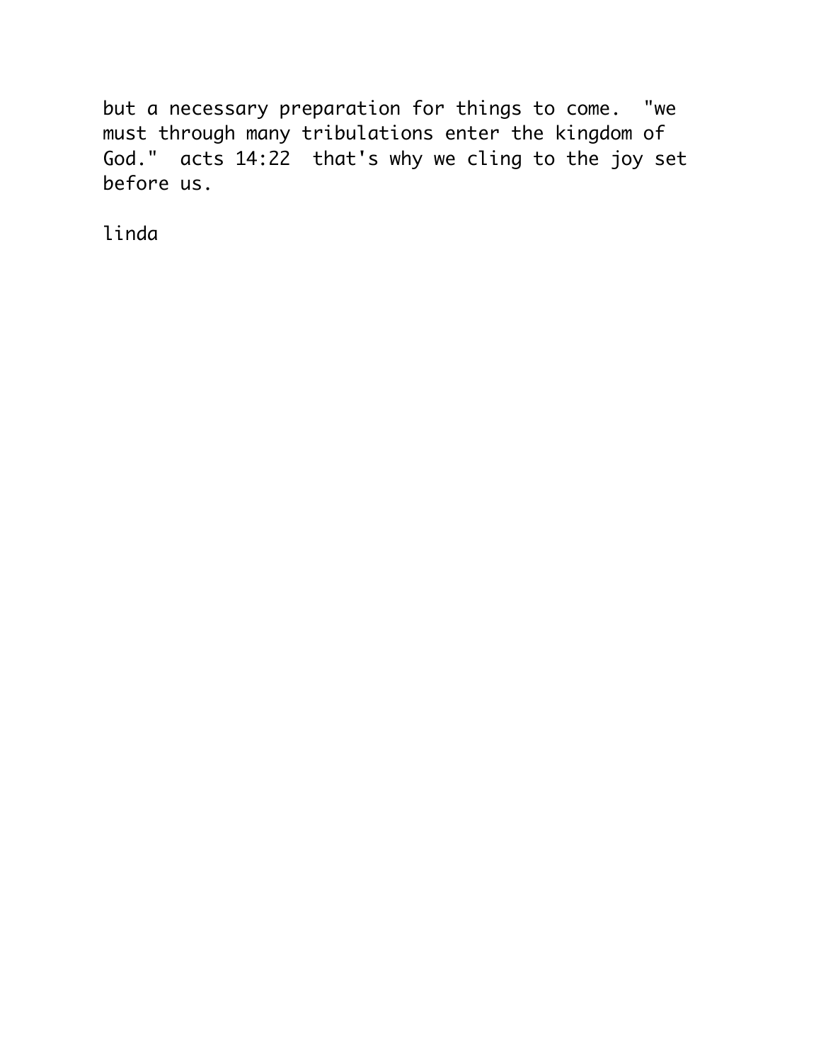but a necessary preparation for things to come.  "we must through many tribulations enter the kingdom of God."  acts 14:22  that's why we cling to the joy set before us.

linda